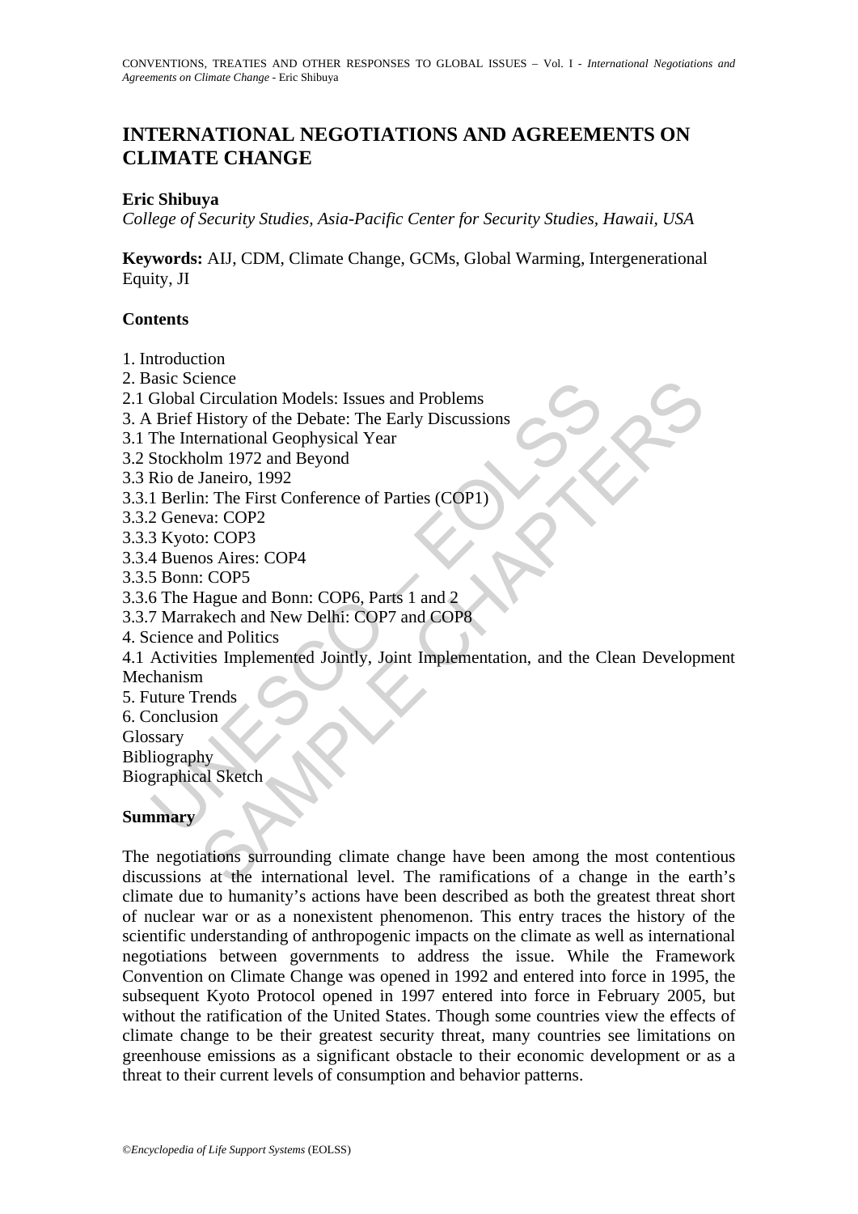# INTERNATIONAL NEGOTIATIONS AND AGREEMENTS ON CLIMATE CHANGE

**Eric Shibuya**

*College of Security Studies, Asia-Pacific Center for Security Studies, Hawaii, USA*

**Keywords:** AIJ, CDM, Climate Change, GCMs, Global Warming, Intergenerational Equity, JI

## Contents

1. Introduction
2. Basic Science
2.1 Global Circulation Models: Issues and Problems
3. A Brief History of the Debate: The Early Discussions
3.1 The International Geophysical Year
3.2 Stockholm 1972 and Beyond
3.3 Rio de Janeiro, 1992
3.3.1 Berlin: The First Conference of Parties (COP1)
3.3.2 Geneva: COP2
3.3.3 Kyoto: COP3
3.3.4 Buenos Aires: COP4
3.3.5 Bonn: COP5
3.3.6 The Hague and Bonn: COP6, Parts 1 and 2
3.3.7 Marrakech and New Delhi: COP7 and COP8
4. Science and Politics
4.1 Activities Implemented Jointly, Joint Implementation, and the Clean Development Mechanism
5. Future Trends
6. Conclusion

Glossary
Bibliography
Biographical Sketch

## Summary

The negotiations surrounding climate change have been among the most contentious discussions at the international level. The ramifications of a change in the earth's climate due to humanity's actions have been described as both the greatest threat short of nuclear war or as a nonexistent phenomenon. This entry traces the history of the scientific understanding of anthropogenic impacts on the climate as well as international negotiations between governments to address the issue. While the Framework Convention on Climate Change was opened in 1992 and entered into force in 1995, the subsequent Kyoto Protocol opened in 1997 entered into force in February 2005, but without the ratification of the United States. Though some countries view the effects of climate change to be their greatest security threat, many countries see limitations on greenhouse emissions as a significant obstacle to their economic development or as a threat to their current levels of consumption and behavior patterns.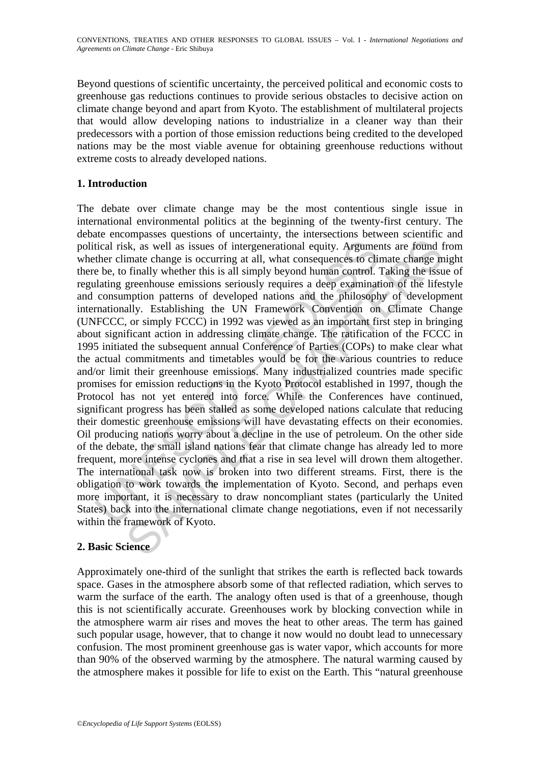Beyond questions of scientific uncertainty, the perceived political and economic costs to greenhouse gas reductions continues to provide serious obstacles to decisive action on climate change beyond and apart from Kyoto. The establishment of multilateral projects that would allow developing nations to industrialize in a cleaner way than their predecessors with a portion of those emission reductions being credited to the developed nations may be the most viable avenue for obtaining greenhouse reductions without extreme costs to already developed nations.

## 1. Introduction

The debate over climate change may be the most contentious single issue in international environmental politics at the beginning of the twenty-first century. The debate encompasses questions of uncertainty, the intersections between scientific and political risk, as well as issues of intergenerational equity. Arguments are found from whether climate change is occurring at all, what consequences to climate change might there be, to finally whether this is all simply beyond human control. Taking the issue of regulating greenhouse emissions seriously requires a deep examination of the lifestyle and consumption patterns of developed nations and the philosophy of development internationally. Establishing the UN Framework Convention on Climate Change (UNFCCC, or simply FCCC) in 1992 was viewed as an important first step in bringing about significant action in addressing climate change. The ratification of the FCCC in 1995 initiated the subsequent annual Conference of Parties (COPs) to make clear what the actual commitments and timetables would be for the various countries to reduce and/or limit their greenhouse emissions. Many industrialized countries made specific promises for emission reductions in the Kyoto Protocol established in 1997, though the Protocol has not yet entered into force. While the Conferences have continued, significant progress has been stalled as some developed nations calculate that reducing their domestic greenhouse emissions will have devastating effects on their economies. Oil producing nations worry about a decline in the use of petroleum. On the other side of the debate, the small island nations fear that climate change has already led to more frequent, more intense cyclones and that a rise in sea level will drown them altogether. The international task now is broken into two different streams. First, there is the obligation to work towards the implementation of Kyoto. Second, and perhaps even more important, it is necessary to draw noncompliant states (particularly the United States) back into the international climate change negotiations, even if not necessarily within the framework of Kyoto.

## 2. Basic Science

Approximately one-third of the sunlight that strikes the earth is reflected back towards space. Gases in the atmosphere absorb some of that reflected radiation, which serves to warm the surface of the earth. The analogy often used is that of a greenhouse, though this is not scientifically accurate. Greenhouses work by blocking convection while in the atmosphere warm air rises and moves the heat to other areas. The term has gained such popular usage, however, that to change it now would no doubt lead to unnecessary confusion. The most prominent greenhouse gas is water vapor, which accounts for more than 90% of the observed warming by the atmosphere. The natural warming caused by the atmosphere makes it possible for life to exist on the Earth. This "natural greenhouse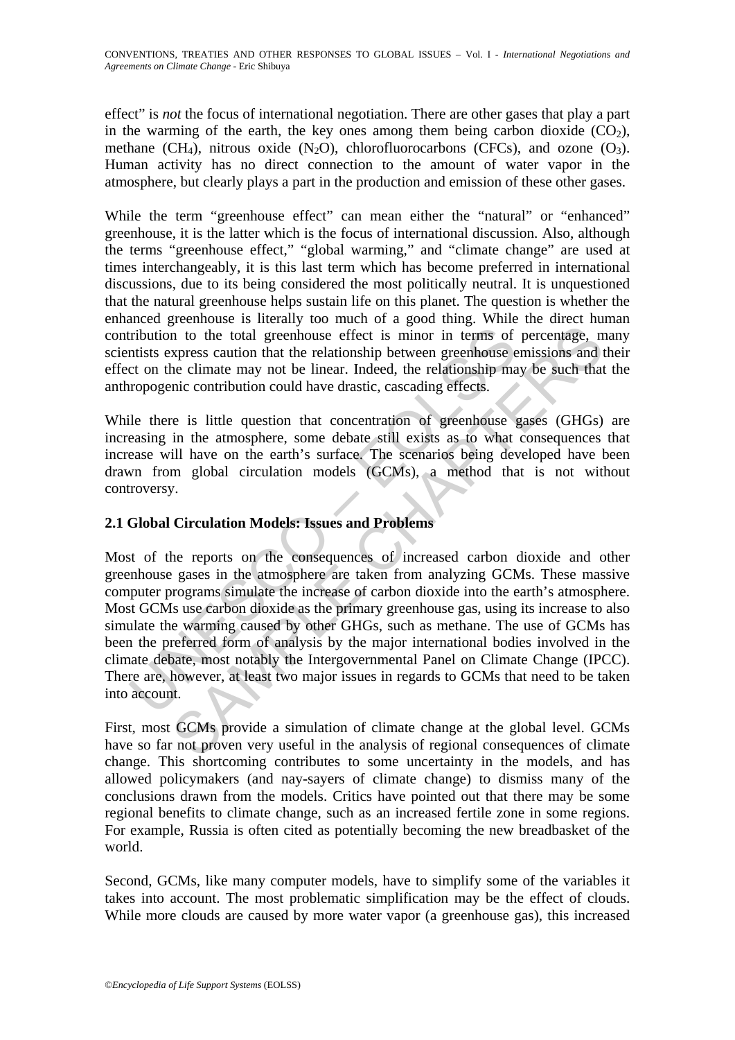effect" is *not* the focus of international negotiation. There are other gases that play a part in the warming of the earth, the key ones among them being carbon dioxide ($CO_2$), methane ($CH_4$), nitrous oxide ($N_2O$), chlorofluorocarbons (CFCs), and ozone ($O_3$). Human activity has no direct connection to the amount of water vapor in the atmosphere, but clearly plays a part in the production and emission of these other gases.

While the term "greenhouse effect" can mean either the "natural" or "enhanced" greenhouse, it is the latter which is the focus of international discussion. Also, although the terms "greenhouse effect," "global warming," and "climate change" are used at times interchangeably, it is this last term which has become preferred in international discussions, due to its being considered the most politically neutral. It is unquestioned that the natural greenhouse helps sustain life on this planet. The question is whether the enhanced greenhouse is literally too much of a good thing. While the direct human contribution to the total greenhouse effect is minor in terms of percentage, many scientists express caution that the relationship between greenhouse emissions and their effect on the climate may not be linear. Indeed, the relationship may be such that the anthropogenic contribution could have drastic, cascading effects.

While there is little question that concentration of greenhouse gases (GHGs) are increasing in the atmosphere, some debate still exists as to what consequences that increase will have on the earth's surface. The scenarios being developed have been drawn from global circulation models (GCMs), a method that is not without controversy.

## 2.1 Global Circulation Models: Issues and Problems

Most of the reports on the consequences of increased carbon dioxide and other greenhouse gases in the atmosphere are taken from analyzing GCMs. These massive computer programs simulate the increase of carbon dioxide into the earth's atmosphere. Most GCMs use carbon dioxide as the primary greenhouse gas, using its increase to also simulate the warming caused by other GHGs, such as methane. The use of GCMs has been the preferred form of analysis by the major international bodies involved in the climate debate, most notably the Intergovernmental Panel on Climate Change (IPCC). There are, however, at least two major issues in regards to GCMs that need to be taken into account.

First, most GCMs provide a simulation of climate change at the global level. GCMs have so far not proven very useful in the analysis of regional consequences of climate change. This shortcoming contributes to some uncertainty in the models, and has allowed policymakers (and nay-sayers of climate change) to dismiss many of the conclusions drawn from the models. Critics have pointed out that there may be some regional benefits to climate change, such as an increased fertile zone in some regions. For example, Russia is often cited as potentially becoming the new breadbasket of the world.

Second, GCMs, like many computer models, have to simplify some of the variables it takes into account. The most problematic simplification may be the effect of clouds. While more clouds are caused by more water vapor (a greenhouse gas), this increased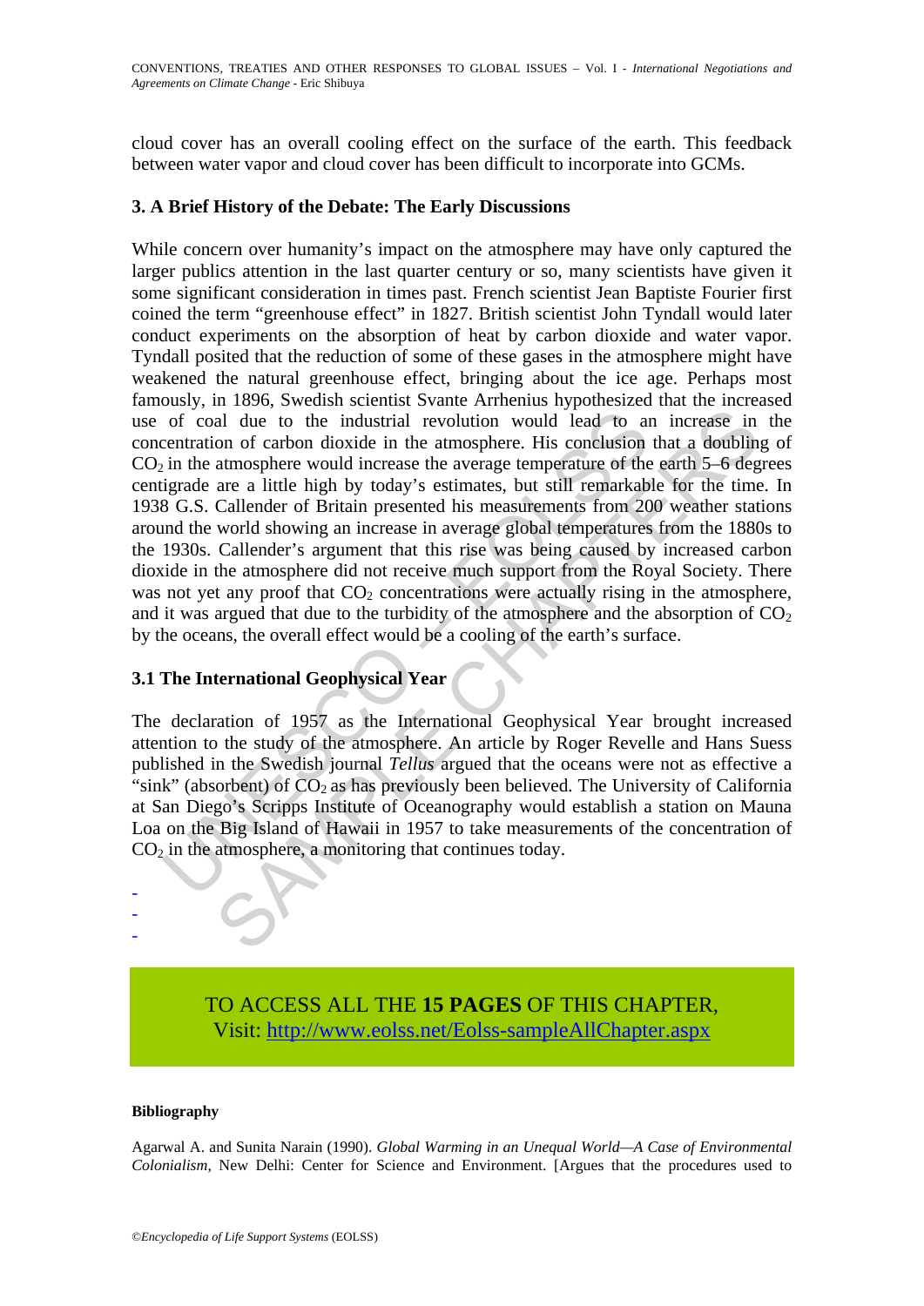cloud cover has an overall cooling effect on the surface of the earth. This feedback between water vapor and cloud cover has been difficult to incorporate into GCMs.

## 3. A Brief History of the Debate: The Early Discussions

While concern over humanity's impact on the atmosphere may have only captured the larger publics attention in the last quarter century or so, many scientists have given it some significant consideration in times past. French scientist Jean Baptiste Fourier first coined the term "greenhouse effect" in 1827. British scientist John Tyndall would later conduct experiments on the absorption of heat by carbon dioxide and water vapor. Tyndall posited that the reduction of some of these gases in the atmosphere might have weakened the natural greenhouse effect, bringing about the ice age. Perhaps most famously, in 1896, Swedish scientist Svante Arrhenius hypothesized that the increased use of coal due to the industrial revolution would lead to an increase in the concentration of carbon dioxide in the atmosphere. His conclusion that a doubling of $CO_2$ in the atmosphere would increase the average temperature of the earth 5–6 degrees centigrade are a little high by today's estimates, but still remarkable for the time. In 1938 G.S. Callender of Britain presented his measurements from 200 weather stations around the world showing an increase in average global temperatures from the 1880s to the 1930s. Callender's argument that this rise was being caused by increased carbon dioxide in the atmosphere did not receive much support from the Royal Society. There was not yet any proof that $CO_2$ concentrations were actually rising in the atmosphere, and it was argued that due to the turbidity of the atmosphere and the absorption of $CO_2$ by the oceans, the overall effect would be a cooling of the earth's surface.

### 3.1 The International Geophysical Year

The declaration of 1957 as the International Geophysical Year brought increased attention to the study of the atmosphere. An article by Roger Revelle and Hans Suess published in the Swedish journal *Tellus* argued that the oceans were not as effective a "sink" (absorbent) of $CO_2$ as has previously been believed. The University of California at San Diego's Scripps Institute of Oceanography would establish a station on Mauna Loa on the Big Island of Hawaii in 1957 to take measurements of the concentration of $CO_2$ in the atmosphere, a monitoring that continues today.

-
-
-

TO ACCESS ALL THE **15 PAGES** OF THIS CHAPTER,
Visit: [http://www.eolss.net/Eolss-sampleAllChapter.aspx](http://www.eolss.net/Eolss-sampleAllChapter.aspx)

#### Bibliography

Agarwal A. and Sunita Narain (1990). *Global Warming in an Unequal World—A Case of Environmental Colonialism*, New Delhi: Center for Science and Environment. [Argues that the procedures used to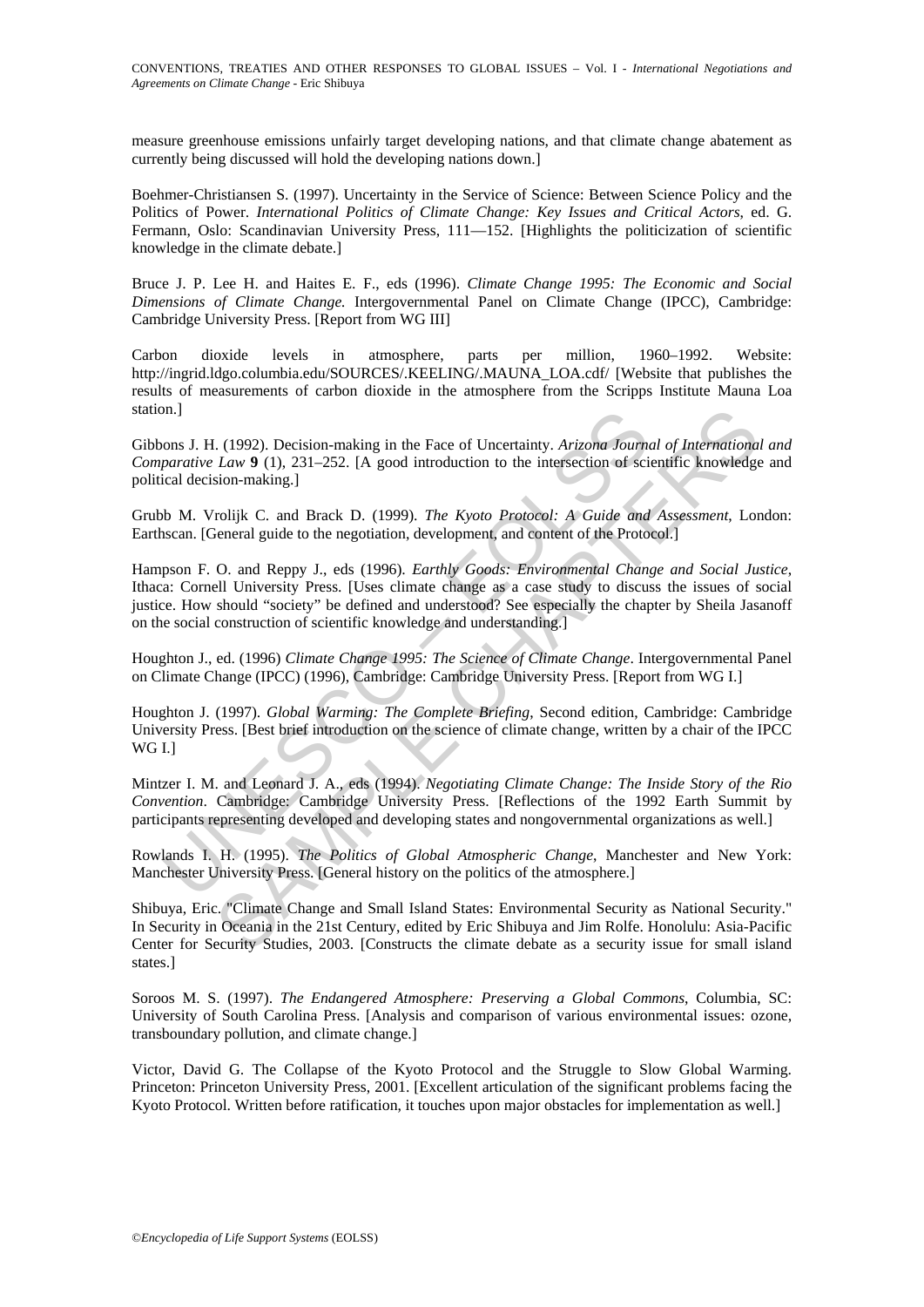measure greenhouse emissions unfairly target developing nations, and that climate change abatement as currently being discussed will hold the developing nations down.]

Boehmer-Christiansen S. (1997). Uncertainty in the Service of Science: Between Science Policy and the Politics of Power. *International Politics of Climate Change: Key Issues and Critical Actors*, ed. G. Fermann, Oslo: Scandinavian University Press, 111—152. [Highlights the politicization of scientific knowledge in the climate debate.]

Bruce J. P. Lee H. and Haites E. F., eds (1996). *Climate Change 1995: The Economic and Social Dimensions of Climate Change.* Intergovernmental Panel on Climate Change (IPCC), Cambridge: Cambridge University Press. [Report from WG III]

Carbon dioxide levels in atmosphere, parts per million, 1960–1992. Website: http://ingrid.ldgo.columbia.edu/SOURCES/.KEELING/.MAUNA_LOA.cdf/ [Website that publishes the results of measurements of carbon dioxide in the atmosphere from the Scripps Institute Mauna Loa station.]

Gibbons J. H. (1992). Decision-making in the Face of Uncertainty. *Arizona Journal of International and Comparative Law* **9** (1), 231–252. [A good introduction to the intersection of scientific knowledge and political decision-making.]

Grubb M. Vrolijk C. and Brack D. (1999). *The Kyoto Protocol: A Guide and Assessment*, London: Earthscan. [General guide to the negotiation, development, and content of the Protocol.]

Hampson F. O. and Reppy J., eds (1996). *Earthly Goods: Environmental Change and Social Justice*, Ithaca: Cornell University Press. [Uses climate change as a case study to discuss the issues of social justice. How should "society" be defined and understood? See especially the chapter by Sheila Jasanoff on the social construction of scientific knowledge and understanding.]

Houghton J., ed. (1996) *Climate Change 1995: The Science of Climate Change*. Intergovernmental Panel on Climate Change (IPCC) (1996), Cambridge: Cambridge University Press. [Report from WG I.]

Houghton J. (1997). *Global Warming: The Complete Briefing,* Second edition, Cambridge: Cambridge University Press. [Best brief introduction on the science of climate change, written by a chair of the IPCC WG I.]

Mintzer I. M. and Leonard J. A., eds (1994). *Negotiating Climate Change: The Inside Story of the Rio Convention*. Cambridge: Cambridge University Press. [Reflections of the 1992 Earth Summit by participants representing developed and developing states and nongovernmental organizations as well.]

Rowlands I. H. (1995). *The Politics of Global Atmospheric Change*, Manchester and New York: Manchester University Press. [General history on the politics of the atmosphere.]

Shibuya, Eric. "Climate Change and Small Island States: Environmental Security as National Security." In Security in Oceania in the 21st Century, edited by Eric Shibuya and Jim Rolfe. Honolulu: Asia-Pacific Center for Security Studies, 2003. [Constructs the climate debate as a security issue for small island states.]

Soroos M. S. (1997). *The Endangered Atmosphere: Preserving a Global Commons*, Columbia, SC: University of South Carolina Press. [Analysis and comparison of various environmental issues: ozone, transboundary pollution, and climate change.]

Victor, David G. The Collapse of the Kyoto Protocol and the Struggle to Slow Global Warming. Princeton: Princeton University Press, 2001. [Excellent articulation of the significant problems facing the Kyoto Protocol. Written before ratification, it touches upon major obstacles for implementation as well.]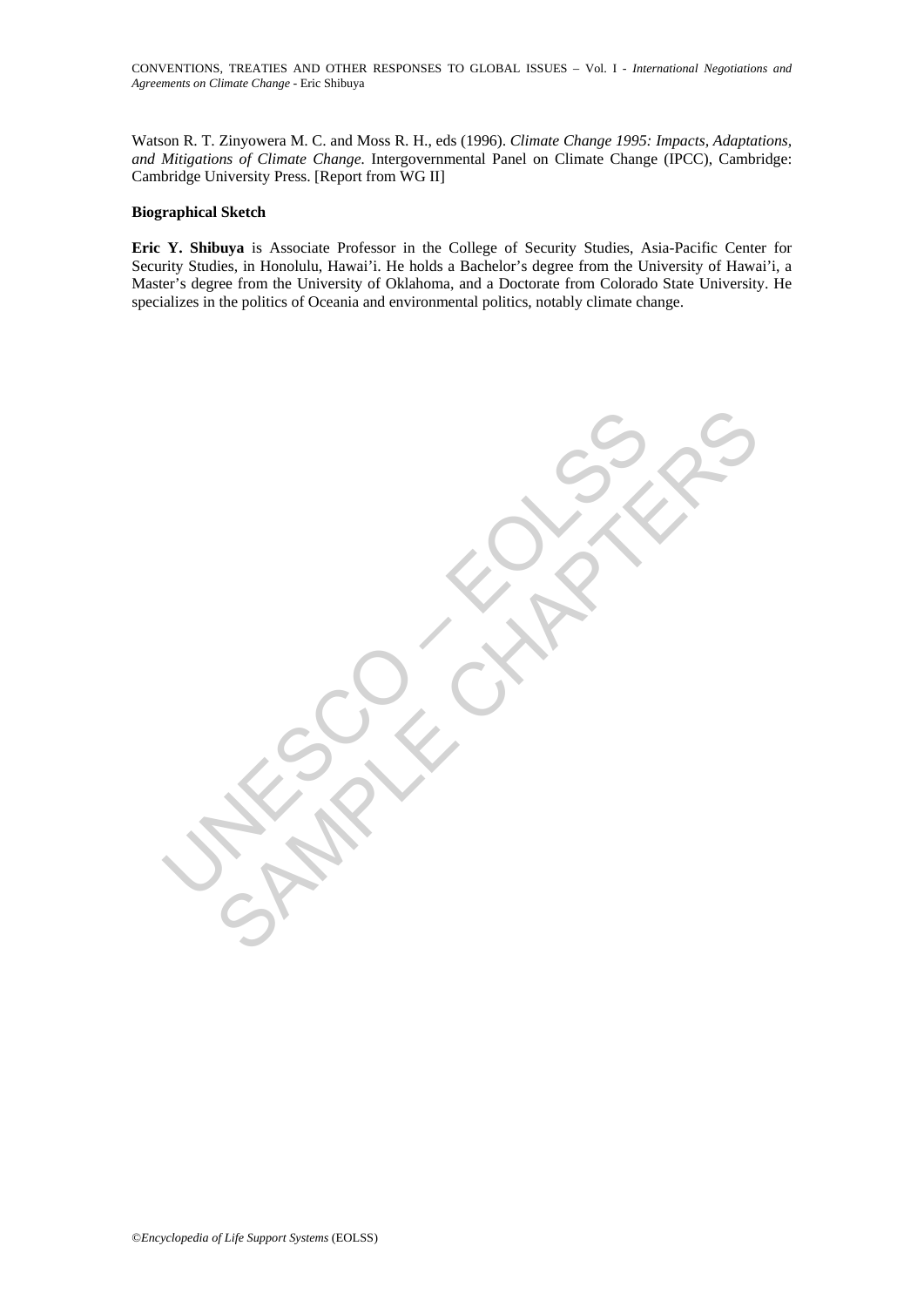Watson R. T. Zinyowera M. C. and Moss R. H., eds (1996). *Climate Change 1995: Impacts, Adaptations, and Mitigations of Climate Change*. Intergovernmental Panel on Climate Change (IPCC), Cambridge: Cambridge University Press. [Report from WG II]

**Biographical Sketch**

**Eric Y. Shibuya** is Associate Professor in the College of Security Studies, Asia-Pacific Center for Security Studies, in Honolulu, Hawai'i. He holds a Bachelor's degree from the University of Hawai'i, a Master's degree from the University of Oklahoma, and a Doctorate from Colorado State University. He specializes in the politics of Oceania and environmental politics, notably climate change.